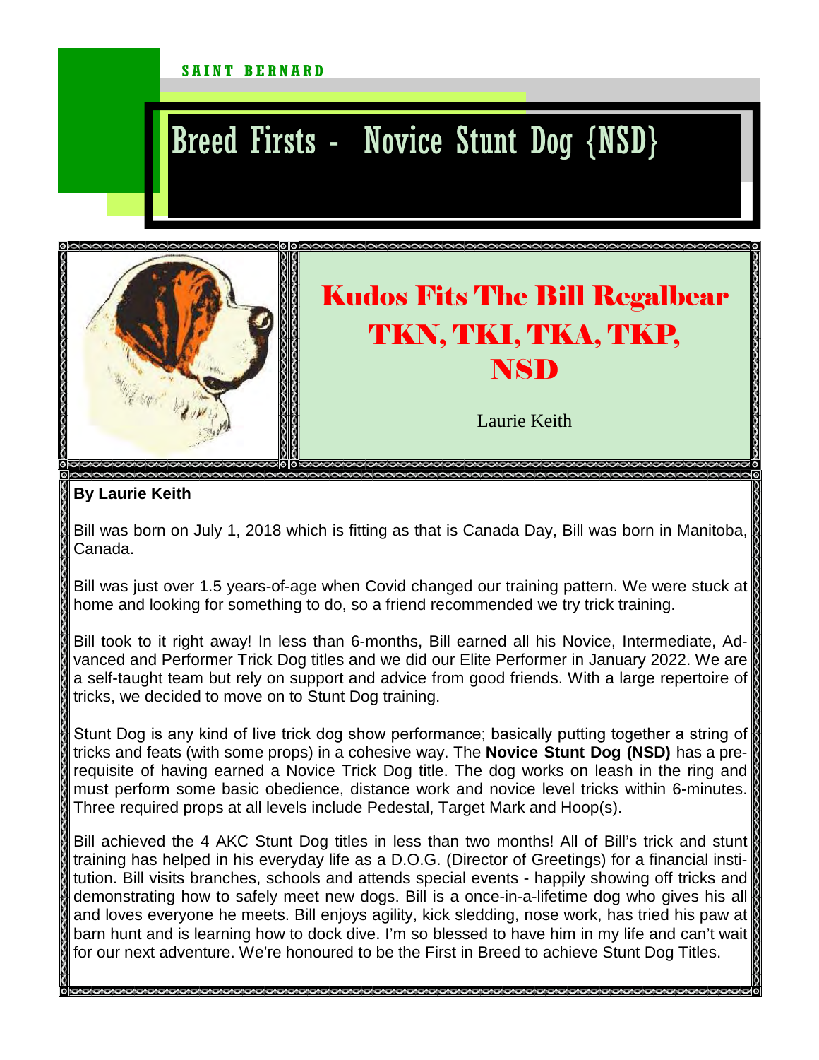SAINT BERNARD

# Breed Firsts - Novice Stunt Dog {NSD}

## Kudos Fits The Bill Regalbear TKN, TKI, TKA, TKP, NSD

Laurie Keith

**By Laurie Keith**

Bill was born on July 1, 2018 which is fitting as that is Canada Day, Bill was born in Manitoba, Canada.

Bill was just over 1.5 years-of-age when Covid changed our training pattern. We were stuck at home and looking for something to do, so a friend recommended we try trick training.

Bill took to it right away! In less than 6-months, Bill earned all his Novice, Intermediate, Advanced and Performer Trick Dog titles and we did our Elite Performer in January 2022. We are a self-taught team but rely on support and advice from good friends. With a large repertoire of tricks, we decided to move on to Stunt Dog training.

Stunt Dog is any kind of live trick dog show performance; basically putting together a string of tricks and feats (with some props) in a cohesive way. The **Novice Stunt Dog (NSD)** has a prerequisite of having earned a Novice Trick Dog title. The dog works on leash in the ring and must perform some basic obedience, distance work and novice level tricks within 6-minutes. Three required props at all levels include Pedestal, Target Mark and Hoop(s).

Bill achieved the 4 AKC Stunt Dog titles in less than two months! All of Bill's trick and stunt training has helped in his everyday life as a D.O.G. (Director of Greetings) for a financial institution. Bill visits branches, schools and attends special events - happily showing off tricks and demonstrating how to safely meet new dogs. Bill is a once-in-a-lifetime dog who gives his all and loves everyone he meets. Bill enjoys agility, kick sledding, nose work, has tried his paw at barn hunt and is learning how to dock dive. I'm so blessed to have him in my life and can't wait for our next adventure. We're honoured to be the First in Breed to achieve Stunt Dog Titles.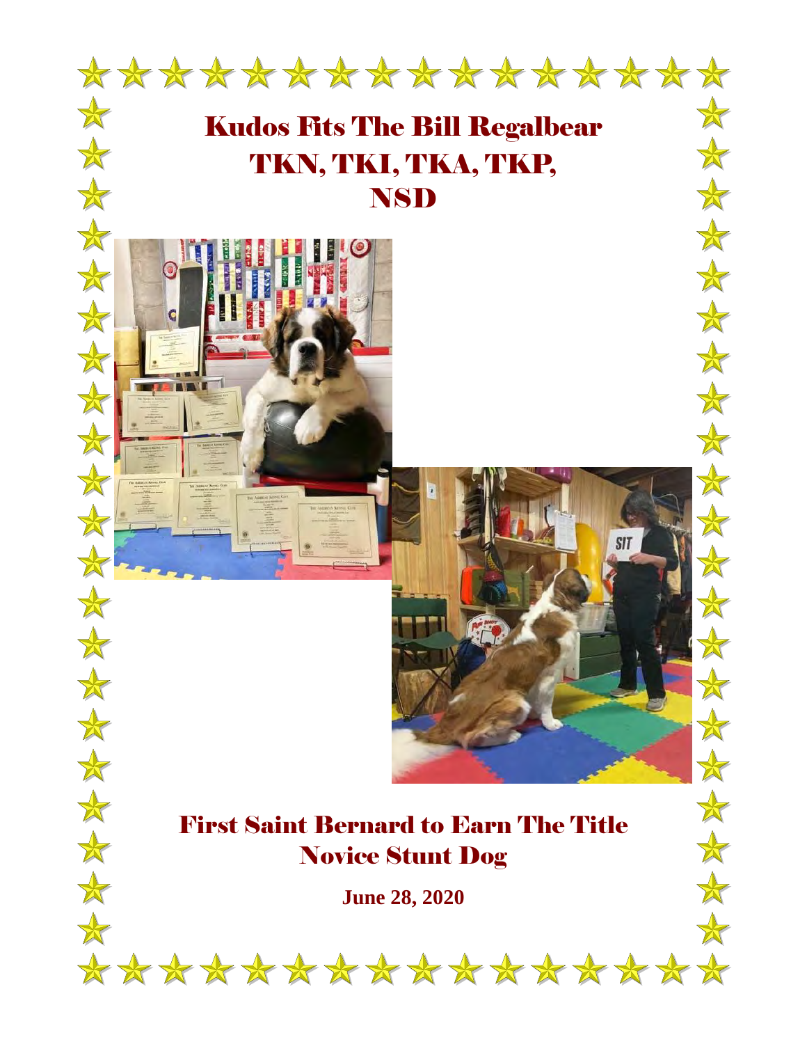# Kudos Fits The Bill Regalbear TKN, TKI, TKA, TKP, NSD

## First Saint Bernard to Earn The Title Novice Stunt Dog

**June 28, 2020**